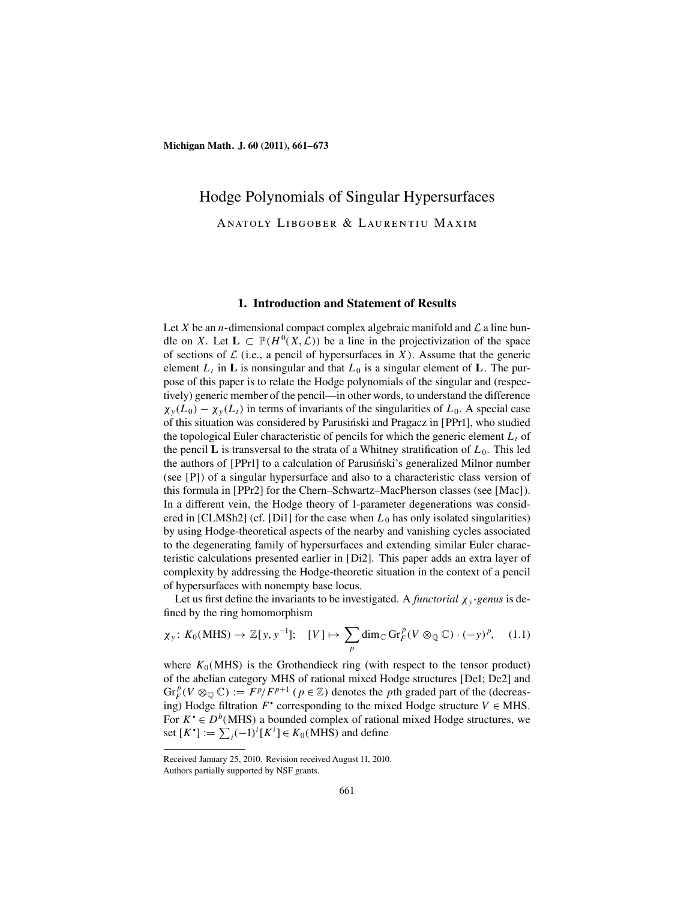# Hodge Polynomials of Singular Hypersurfaces

Anatoly Libgober & Laurentiu Maxim

## 1. Introduction and Statement of Results

Let $X$ be an $n$-dimensional compact complex algebraic manifold and $\mathcal{L}$ a line bundle on $X$. Let $\mathbf{L} \subset \mathbb{P}(H^0(X, \mathcal{L}))$ be a line in the projectivization of the space of sections of $\mathcal{L}$ (i.e., a pencil of hypersurfaces in $X$). Assume that the generic element $L_t$ in $\mathbf{L}$ is nonsingular and that $L_0$ is a singular element of $\mathbf{L}$. The purpose of this paper is to relate the Hodge polynomials of the singular and (respectively) generic member of the pencil—in other words, to understand the difference $\chi_y(L_0) - \chi_y(L_t)$ in terms of invariants of the singularities of $L_0$. A special case of this situation was considered by Parusiński and Pragacz in [PPr1], who studied the topological Euler characteristic of pencils for which the generic element $L_t$ of the pencil $\mathbf{L}$ is transversal to the strata of a Whitney stratification of $L_0$. This led the authors of [PPr1] to a calculation of Parusiński's generalized Milnor number (see [P]) of a singular hypersurface and also to a characteristic class version of this formula in [PPr2] for the Chern–Schwartz–MacPherson classes (see [Mac]). In a different vein, the Hodge theory of 1-parameter degenerations was considered in [CLMSh2] (cf. [Di1] for the case when $L_0$ has only isolated singularities) by using Hodge-theoretical aspects of the nearby and vanishing cycles associated to the degenerating family of hypersurfaces and extending similar Euler characteristic calculations presented earlier in [Di2]. This paper adds an extra layer of complexity by addressing the Hodge-theoretic situation in the context of a pencil of hypersurfaces with nonempty base locus.

Let us first define the invariants to be investigated. A *functorial $\chi_y$-genus* is defined by the ring homomorphism

$$\chi_y \colon K_0(\mathrm{MHS}) \to \mathbb{Z}[y, y^{-1}]; \quad [V] \mapsto \sum_p \dim_{\mathbb{C}} \mathrm{Gr}_F^p(V \otimes_{\mathbb{Q}} \mathbb{C}) \cdot (-y)^p, \tag{1.1}$$

where $K_0(\mathrm{MHS})$ is the Grothendieck ring (with respect to the tensor product) of the abelian category MHS of rational mixed Hodge structures [De1; De2] and $\mathrm{Gr}_F^p(V \otimes_{\mathbb{Q}} \mathbb{C}) := F^p/F^{p+1}$ ($p \in \mathbb{Z}$) denotes the $p$th graded part of the (decreasing) Hodge filtration $F^\bullet$ corresponding to the mixed Hodge structure $V \in \mathrm{MHS}$. For $K^\bullet \in D^b(\mathrm{MHS})$ a bounded complex of rational mixed Hodge structures, we set $[K^\bullet] := \sum_i (-1)^i [K^i] \in K_0(\mathrm{MHS})$ and define

Received January 25, 2010. Revision received August 11, 2010.

Authors partially supported by NSF grants.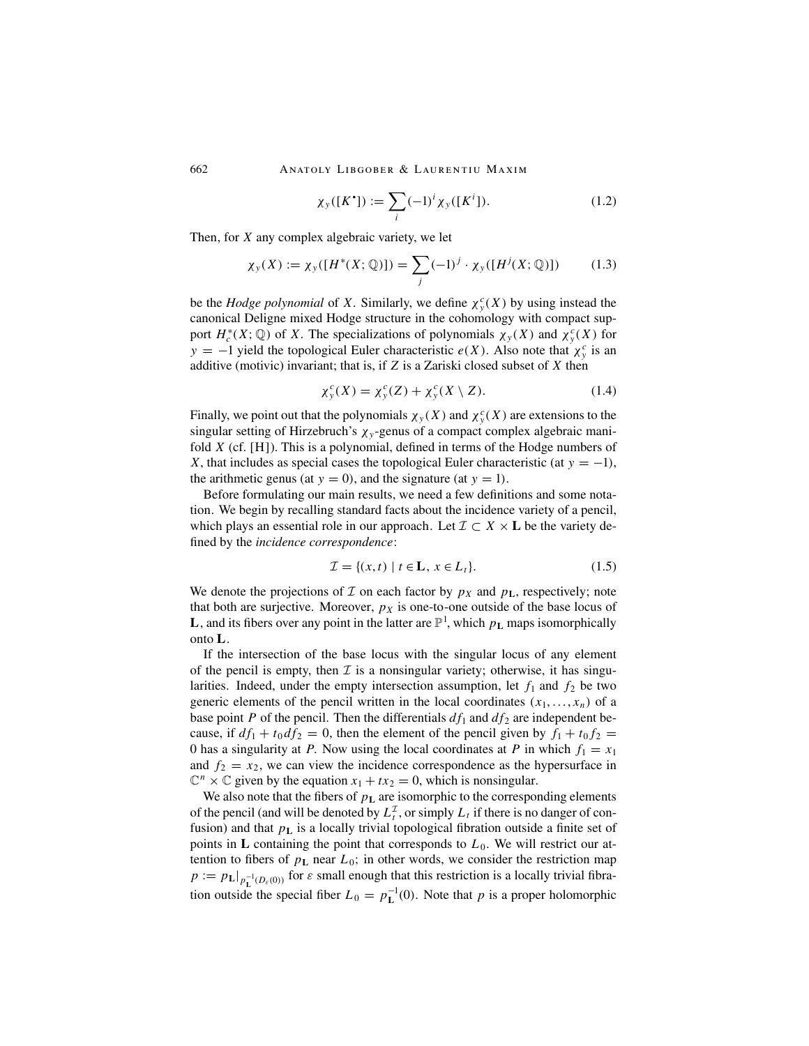$$\chi_y([K^\bullet]) := \sum_i (-1)^i \chi_y([K^i]). \tag{1.2}$$

Then, for $X$ any complex algebraic variety, we let

$$\chi_y(X) := \chi_y([H^*(X;\mathbb{Q})]) = \sum_j (-1)^j \cdot \chi_y([H^j(X;\mathbb{Q})]) \tag{1.3}$$

be the *Hodge polynomial* of $X$. Similarly, we define $\chi_y^c(X)$ by using instead the canonical Deligne mixed Hodge structure in the cohomology with compact support $H_c^*(X;\mathbb{Q})$ of $X$. The specializations of polynomials $\chi_y(X)$ and $\chi_y^c(X)$ for $y = -1$ yield the topological Euler characteristic $e(X)$. Also note that $\chi_y^c$ is an additive (motivic) invariant; that is, if $Z$ is a Zariski closed subset of $X$ then

$$\chi_y^c(X) = \chi_y^c(Z) + \chi_y^c(X \setminus Z). \tag{1.4}$$

Finally, we point out that the polynomials $\chi_y(X)$ and $\chi_y^c(X)$ are extensions to the singular setting of Hirzebruch's $\chi_y$-genus of a compact complex algebraic manifold $X$ (cf. [H]). This is a polynomial, defined in terms of the Hodge numbers of $X$, that includes as special cases the topological Euler characteristic (at $y = -1$), the arithmetic genus (at $y = 0$), and the signature (at $y = 1$).

Before formulating our main results, we need a few definitions and some notation. We begin by recalling standard facts about the incidence variety of a pencil, which plays an essential role in our approach. Let $\mathcal{I} \subset X \times \mathbf{L}$ be the variety defined by the *incidence correspondence*:

$$\mathcal{I} = \{(x,t) \mid t \in \mathbf{L},\ x \in L_t\}. \tag{1.5}$$

We denote the projections of $\mathcal{I}$ on each factor by $p_X$ and $p_{\mathbf{L}}$, respectively; note that both are surjective. Moreover, $p_X$ is one-to-one outside of the base locus of $\mathbf{L}$, and its fibers over any point in the latter are $\mathbb{P}^1$, which $p_{\mathbf{L}}$ maps isomorphically onto $\mathbf{L}$.

If the intersection of the base locus with the singular locus of any element of the pencil is empty, then $\mathcal{I}$ is a nonsingular variety; otherwise, it has singularities. Indeed, under the empty intersection assumption, let $f_1$ and $f_2$ be two generic elements of the pencil written in the local coordinates $(x_1,\dots,x_n)$ of a base point $P$ of the pencil. Then the differentials $df_1$ and $df_2$ are independent because, if $df_1 + t_0 df_2 = 0$, then the element of the pencil given by $f_1 + t_0 f_2 = 0$ has a singularity at $P$. Now using the local coordinates at $P$ in which $f_1 = x_1$ and $f_2 = x_2$, we can view the incidence correspondence as the hypersurface in $\mathbb{C}^n \times \mathbb{C}$ given by the equation $x_1 + t x_2 = 0$, which is nonsingular.

We also note that the fibers of $p_{\mathbf{L}}$ are isomorphic to the corresponding elements of the pencil (and will be denoted by $L_t^{\mathcal{I}}$, or simply $L_t$ if there is no danger of confusion) and that $p_{\mathbf{L}}$ is a locally trivial topological fibration outside a finite set of points in $\mathbf{L}$ containing the point that corresponds to $L_0$. We will restrict our attention to fibers of $p_{\mathbf{L}}$ near $L_0$; in other words, we consider the restriction map $p := p_{\mathbf{L}}|_{p_{\mathbf{L}}^{-1}(D_\varepsilon(0))}$ for $\varepsilon$ small enough that this restriction is a locally trivial fibration outside the special fiber $L_0 = p_{\mathbf{L}}^{-1}(0)$. Note that $p$ is a proper holomorphic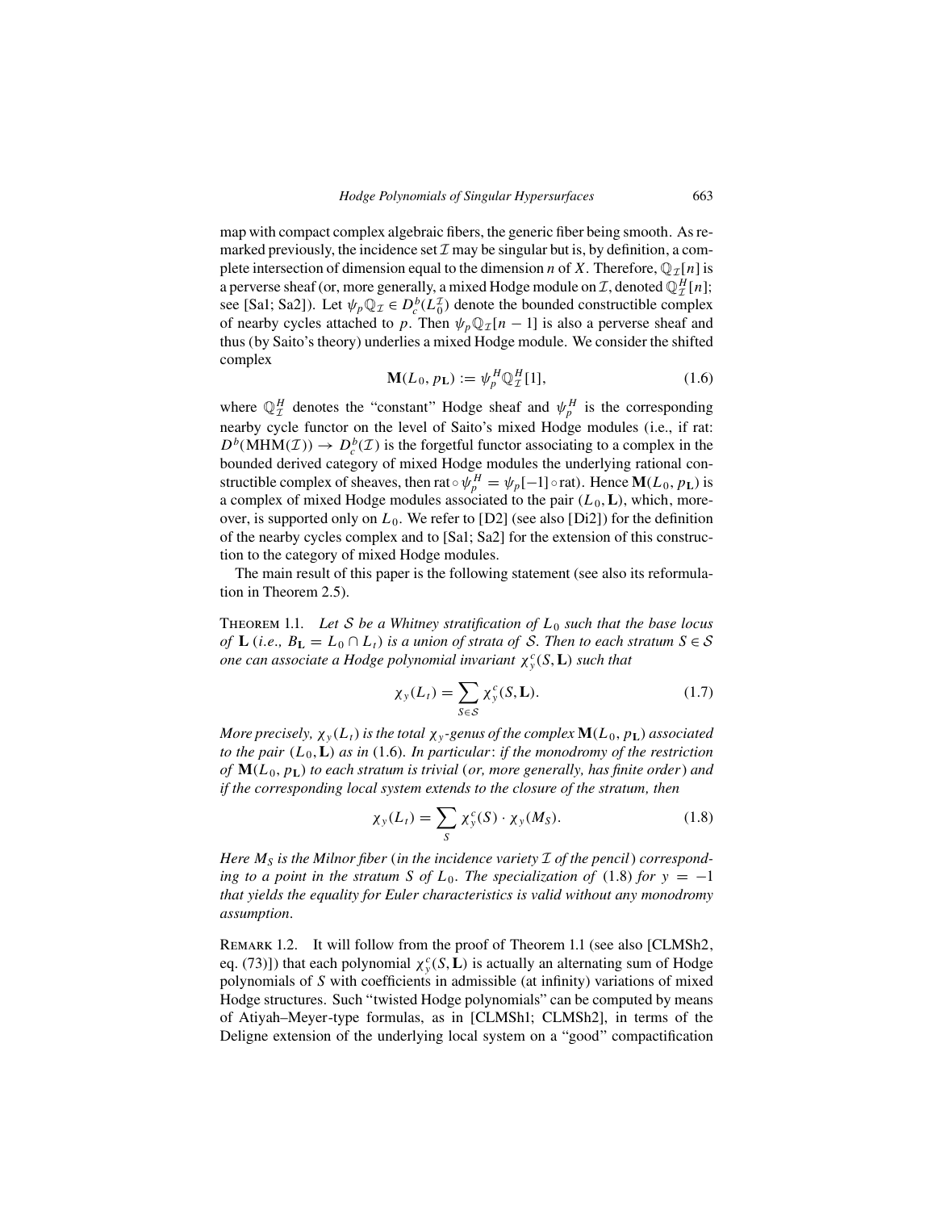map with compact complex algebraic fibers, the generic fiber being smooth. As remarked previously, the incidence set $\mathcal{I}$ may be singular but is, by definition, a complete intersection of dimension equal to the dimension $n$ of $X$. Therefore, $\mathbb{Q}_{\mathcal{I}}[n]$ is a perverse sheaf (or, more generally, a mixed Hodge module on $\mathcal{I}$, denoted $\mathbb{Q}^H_{\mathcal{I}}[n]$; see [Sa1; Sa2]). Let $\psi_p \mathbb{Q}_{\mathcal{I}} \in D^b_c(L^{\mathcal{I}}_0)$ denote the bounded constructible complex of nearby cycles attached to $p$. Then $\psi_p \mathbb{Q}_{\mathcal{I}}[n-1]$ is also a perverse sheaf and thus (by Saito's theory) underlies a mixed Hodge module. We consider the shifted complex

$$\mathbf{M}(L_0, p_{\mathbf{L}}) := \psi^H_p \mathbb{Q}^H_{\mathcal{I}}[1], \tag{1.6}$$

where $\mathbb{Q}^H_{\mathcal{I}}$ denotes the "constant" Hodge sheaf and $\psi^H_p$ is the corresponding nearby cycle functor on the level of Saito's mixed Hodge modules (i.e., if rat: $D^b(\mathrm{MHM}(\mathcal{I})) \to D^b_c(\mathcal{I})$ is the forgetful functor associating to a complex in the bounded derived category of mixed Hodge modules the underlying rational constructible complex of sheaves, then $\mathrm{rat} \circ \psi^H_p = \psi_p[-1] \circ \mathrm{rat}$). Hence $\mathbf{M}(L_0, p_{\mathbf{L}})$ is a complex of mixed Hodge modules associated to the pair $(L_0, \mathbf{L})$, which, moreover, is supported only on $L_0$. We refer to [D2] (see also [Di2]) for the definition of the nearby cycles complex and to [Sa1; Sa2] for the extension of this construction to the category of mixed Hodge modules.

The main result of this paper is the following statement (see also its reformulation in Theorem 2.5).

Theorem 1.1. *Let $\mathcal{S}$ be a Whitney stratification of $L_0$ such that the base locus of $\mathbf{L}$ (i.e., $B_{\mathbf{L}} = L_0 \cap L_t$) is a union of strata of $\mathcal{S}$. Then to each stratum $S \in \mathcal{S}$ one can associate a Hodge polynomial invariant $\chi^c_y(S, \mathbf{L})$ such that*

$$\chi_y(L_t) = \sum_{S \in \mathcal{S}} \chi^c_y(S, \mathbf{L}). \tag{1.7}$$

*More precisely, $\chi_y(L_t)$ is the total $\chi_y$-genus of the complex $\mathbf{M}(L_0, p_{\mathbf{L}})$ associated to the pair $(L_0, \mathbf{L})$ as in* (1.6). *In particular: if the monodromy of the restriction of $\mathbf{M}(L_0, p_{\mathbf{L}})$ to each stratum is trivial (or, more generally, has finite order) and if the corresponding local system extends to the closure of the stratum, then*

$$\chi_y(L_t) = \sum_{S} \chi^c_y(S) \cdot \chi_y(M_S). \tag{1.8}$$

*Here $M_S$ is the Milnor fiber (in the incidence variety $\mathcal{I}$ of the pencil) corresponding to a point in the stratum $S$ of $L_0$. The specialization of* (1.8) *for $y = -1$ that yields the equality for Euler characteristics is valid without any monodromy assumption.*

Remark 1.2. It will follow from the proof of Theorem 1.1 (see also [CLMSh2, eq. (73)]) that each polynomial $\chi^c_y(S, \mathbf{L})$ is actually an alternating sum of Hodge polynomials of $S$ with coefficients in admissible (at infinity) variations of mixed Hodge structures. Such "twisted Hodge polynomials" can be computed by means of Atiyah–Meyer-type formulas, as in [CLMSh1; CLMSh2], in terms of the Deligne extension of the underlying local system on a "good" compactification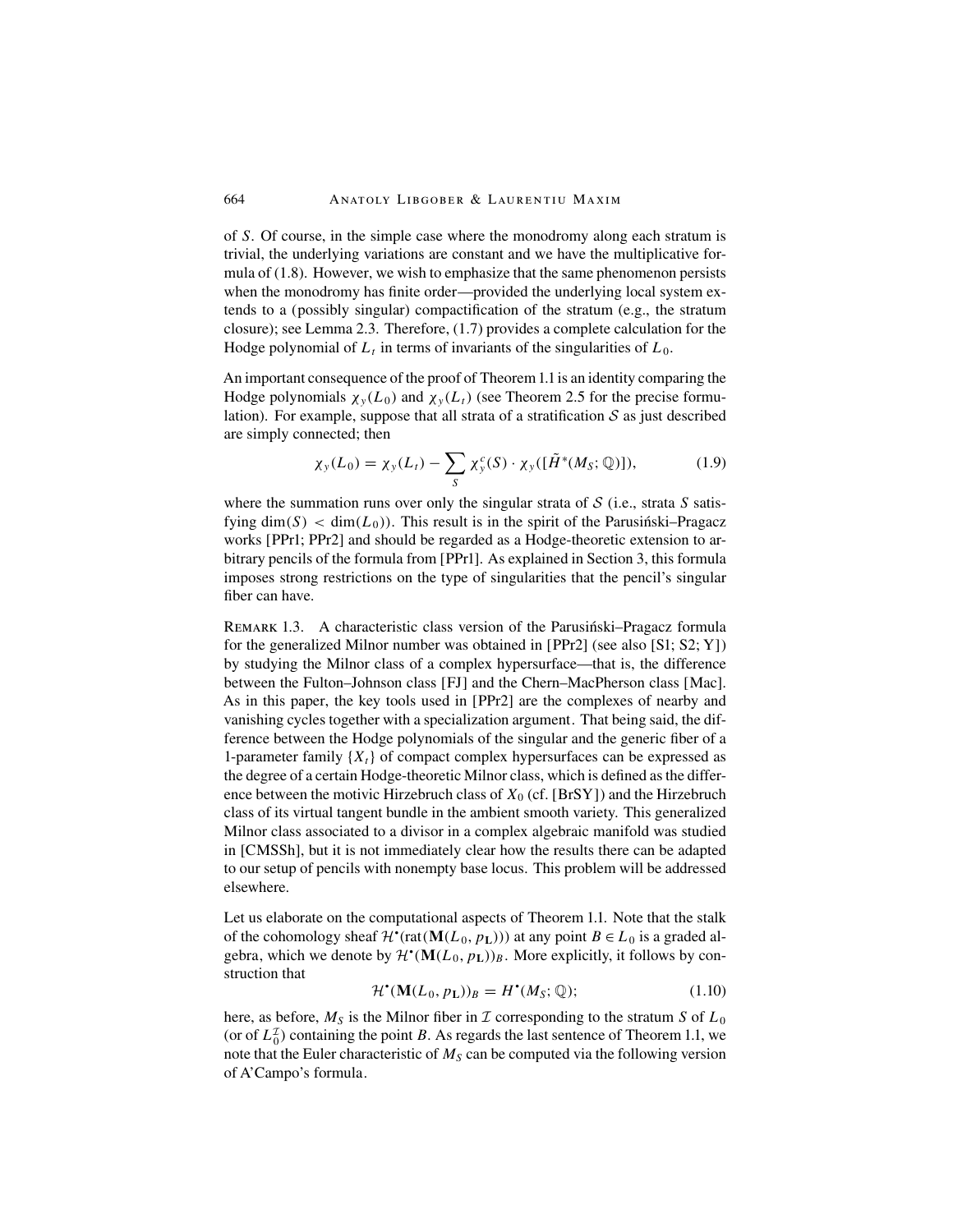of $S$. Of course, in the simple case where the monodromy along each stratum is trivial, the underlying variations are constant and we have the multiplicative formula of (1.8). However, we wish to emphasize that the same phenomenon persists when the monodromy has finite order—provided the underlying local system extends to a (possibly singular) compactification of the stratum (e.g., the stratum closure); see Lemma 2.3. Therefore, (1.7) provides a complete calculation for the Hodge polynomial of $L_t$ in terms of invariants of the singularities of $L_0$.

An important consequence of the proof of Theorem 1.1 is an identity comparing the Hodge polynomials $\chi_y(L_0)$ and $\chi_y(L_t)$ (see Theorem 2.5 for the precise formulation). For example, suppose that all strata of a stratification $\mathcal{S}$ as just described are simply connected; then

$$\chi_y(L_0) = \chi_y(L_t) - \sum_S \chi_y^c(S) \cdot \chi_y([\tilde{H}^*(M_S; \mathbb{Q})]), \tag{1.9}$$

where the summation runs over only the singular strata of $\mathcal{S}$ (i.e., strata $S$ satisfying $\dim(S) < \dim(L_0)$). This result is in the spirit of the Parusiński–Pragacz works [PPr1; PPr2] and should be regarded as a Hodge-theoretic extension to arbitrary pencils of the formula from [PPr1]. As explained in Section 3, this formula imposes strong restrictions on the type of singularities that the pencil's singular fiber can have.

Remark 1.3. A characteristic class version of the Parusiński–Pragacz formula for the generalized Milnor number was obtained in [PPr2] (see also [S1; S2; Y]) by studying the Milnor class of a complex hypersurface—that is, the difference between the Fulton–Johnson class [FJ] and the Chern–MacPherson class [Mac]. As in this paper, the key tools used in [PPr2] are the complexes of nearby and vanishing cycles together with a specialization argument. That being said, the difference between the Hodge polynomials of the singular and the generic fiber of a 1-parameter family $\{X_t\}$ of compact complex hypersurfaces can be expressed as the degree of a certain Hodge-theoretic Milnor class, which is defined as the difference between the motivic Hirzebruch class of $X_0$ (cf. [BrSY]) and the Hirzebruch class of its virtual tangent bundle in the ambient smooth variety. This generalized Milnor class associated to a divisor in a complex algebraic manifold was studied in [CMSSh], but it is not immediately clear how the results there can be adapted to our setup of pencils with nonempty base locus. This problem will be addressed elsewhere.

Let us elaborate on the computational aspects of Theorem 1.1. Note that the stalk of the cohomology sheaf $\mathcal{H}^{\bullet}(\mathrm{rat}(\mathbf{M}(L_0, p_{\mathbf{L}})))$ at any point $B \in L_0$ is a graded algebra, which we denote by $\mathcal{H}^{\bullet}(\mathbf{M}(L_0, p_{\mathbf{L}}))_B$. More explicitly, it follows by construction that

$$\mathcal{H}^{\bullet}(\mathbf{M}(L_0, p_{\mathbf{L}}))_B = H^{\bullet}(M_S; \mathbb{Q}); \tag{1.10}$$

here, as before, $M_S$ is the Milnor fiber in $\mathcal{I}$ corresponding to the stratum $S$ of $L_0$ (or of $L_0^{\mathcal{I}}$) containing the point $B$. As regards the last sentence of Theorem 1.1, we note that the Euler characteristic of $M_S$ can be computed via the following version of A'Campo's formula.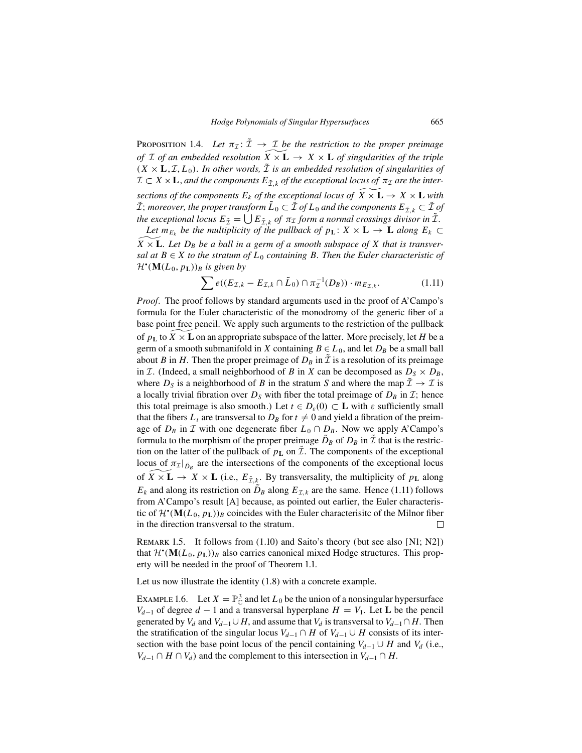**Proposition 1.4.** *Let $\pi_{\mathcal{I}}\colon \tilde{\mathcal{I}} \to \mathcal{I}$ be the restriction to the proper preimage of $\mathcal{I}$ of an embedded resolution $\widetilde{X \times \mathbf{L}} \to X \times \mathbf{L}$ of singularities of the triple $(X \times \mathbf{L}, \mathcal{I}, L_0)$. In other words, $\tilde{\mathcal{I}}$ is an embedded resolution of singularities of $\mathcal{I} \subset X \times \mathbf{L}$, and the components $E_{\tilde{\mathcal{I}},k}$ of the exceptional locus of $\pi_{\mathcal{I}}$ are the intersections of the components $E_k$ of the exceptional locus of $\widetilde{X \times \mathbf{L}} \to X \times \mathbf{L}$ with $\tilde{\mathcal{I}}$; moreover, the proper transform $\tilde{L}_0 \subset \tilde{\mathcal{I}}$ of $L_0$ and the components $E_{\tilde{\mathcal{I}},k} \subset \tilde{\mathcal{I}}$ of the exceptional locus $E_{\tilde{\mathcal{I}}} = \bigcup E_{\tilde{\mathcal{I}},k}$ of $\pi_{\mathcal{I}}$ form a normal crossings divisor in $\tilde{\mathcal{I}}$.*

*Let $m_{E_k}$ be the multiplicity of the pullback of $p_{\mathbf{L}}\colon X \times \mathbf{L} \to \mathbf{L}$ along $E_k \subset \widetilde{X \times \mathbf{L}}$. Let $D_B$ be a ball in a germ of a smooth subspace of $X$ that is transversal at $B \in X$ to the stratum of $L_0$ containing $B$. Then the Euler characteristic of $\mathcal{H}^{\bullet}(\mathbf{M}(L_0, p_{\mathbf{L}}))_B$ is given by*

$$\sum e((E_{\mathcal{I},k} - E_{\mathcal{I},k} \cap \tilde{L}_0) \cap \pi_{\mathcal{I}}^{-1}(D_B)) \cdot m_{E_{\mathcal{I},k}}. \tag{1.11}$$

*Proof.* The proof follows by standard arguments used in the proof of A'Campo's formula for the Euler characteristic of the monodromy of the generic fiber of a base point free pencil. We apply such arguments to the restriction of the pullback of $p_{\mathbf{L}}$ to $\widetilde{X \times \mathbf{L}}$ on an appropriate subspace of the latter. More precisely, let $H$ be a germ of a smooth submanifold in $X$ containing $B \in L_0$, and let $D_B$ be a small ball about $B$ in $H$. Then the proper preimage of $D_B$ in $\tilde{\mathcal{I}}$ is a resolution of its preimage in $\mathcal{I}$. (Indeed, a small neighborhood of $B$ in $X$ can be decomposed as $D_S \times D_B$, where $D_S$ is a neighborhood of $B$ in the stratum $S$ and where the map $\tilde{\mathcal{I}} \to \mathcal{I}$ is a locally trivial fibration over $D_S$ with fiber the total preimage of $D_B$ in $\mathcal{I}$; hence this total preimage is also smooth.) Let $t \in D_{\varepsilon}(0) \subset \mathbf{L}$ with $\varepsilon$ sufficiently small that the fibers $L_t$ are transversal to $D_B$ for $t \neq 0$ and yield a fibration of the preimage of $D_B$ in $\mathcal{I}$ with one degenerate fiber $L_0 \cap D_B$. Now we apply A'Campo's formula to the morphism of the proper preimage $\tilde{D}_B$ of $D_B$ in $\tilde{\mathcal{I}}$ that is the restriction on the latter of the pullback of $p_{\mathbf{L}}$ on $\tilde{\mathcal{I}}$. The components of the exceptional locus of $\pi_{\mathcal{I}}|_{\tilde{D}_B}$ are the intersections of the components of the exceptional locus of $\widetilde{X \times \mathbf{L}} \to X \times \mathbf{L}$ (i.e., $E_{\tilde{\mathcal{I}},k}$. By transversality, the multiplicity of $p_{\mathbf{L}}$ along $E_k$ and along its restriction on $\tilde{D}_B$ along $E_{\mathcal{I},k}$ are the same. Hence (1.11) follows from A'Campo's result [A] because, as pointed out earlier, the Euler characteristic of $\mathcal{H}^{\bullet}(\mathbf{M}(L_0, p_{\mathbf{L}}))_B$ coincides with the Euler characterisitc of the Milnor fiber in the direction transversal to the stratum. $\square$

**Remark 1.5.** It follows from (1.10) and Saito's theory (but see also [N1; N2]) that $\mathcal{H}^{\bullet}(\mathbf{M}(L_0, p_{\mathbf{L}}))_B$ also carries canonical mixed Hodge structures. This property will be needed in the proof of Theorem 1.1.

Let us now illustrate the identity (1.8) with a concrete example.

**Example 1.6.** Let $X = \mathbb{P}^3_{\mathbb{C}}$ and let $L_0$ be the union of a nonsingular hypersurface $V_{d-1}$ of degree $d-1$ and a transversal hyperplane $H = V_1$. Let $\mathbf{L}$ be the pencil generated by $V_d$ and $V_{d-1} \cup H$, and assume that $V_d$ is transversal to $V_{d-1} \cap H$. Then the stratification of the singular locus $V_{d-1} \cap H$ of $V_{d-1} \cup H$ consists of its intersection with the base point locus of the pencil containing $V_{d-1} \cup H$ and $V_d$ (i.e., $V_{d-1} \cap H \cap V_d$) and the complement to this intersection in $V_{d-1} \cap H$.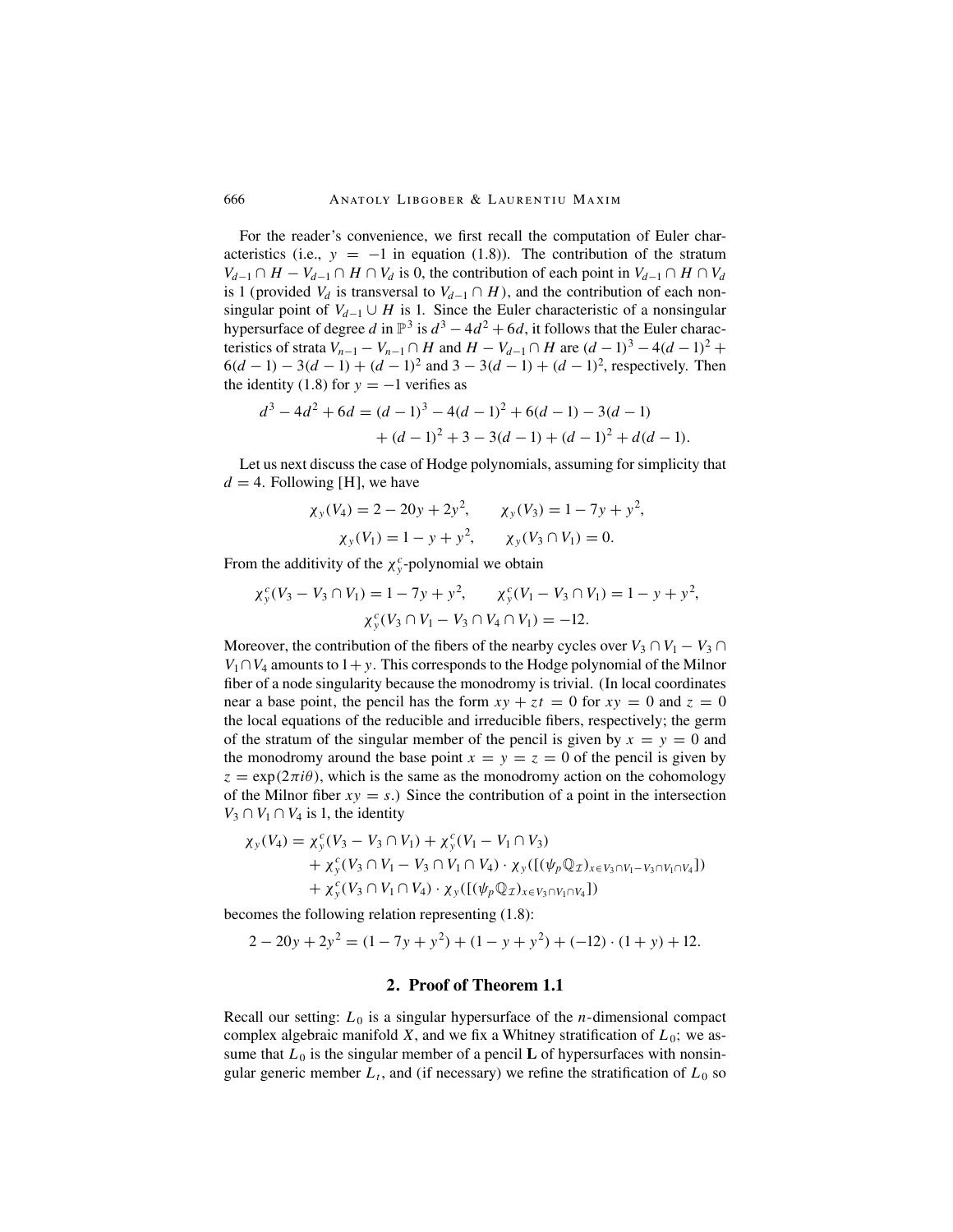For the reader's convenience, we first recall the computation of Euler characteristics (i.e., $y = -1$ in equation (1.8)). The contribution of the stratum $V_{d-1} \cap H - V_{d-1} \cap H \cap V_d$ is 0, the contribution of each point in $V_{d-1} \cap H \cap V_d$ is 1 (provided $V_d$ is transversal to $V_{d-1} \cap H$), and the contribution of each nonsingular point of $V_{d-1} \cup H$ is 1. Since the Euler characteristic of a nonsingular hypersurface of degree $d$ in $\mathbb{P}^3$ is $d^3 - 4d^2 + 6d$, it follows that the Euler characteristics of strata $V_{n-1} - V_{n-1} \cap H$ and $H - V_{d-1} \cap H$ are $(d-1)^3 - 4(d-1)^2 + 6(d-1) - 3(d-1) + (d-1)^2$ and $3 - 3(d-1) + (d-1)^2$, respectively. Then the identity (1.8) for $y = -1$ verifies as

$$
\begin{aligned}
d^3 - 4d^2 + 6d = (d-1)^3 - 4(d-1)^2 + 6(d-1) - 3(d-1) \\
+ (d-1)^2 + 3 - 3(d-1) + (d-1)^2 + d(d-1).
\end{aligned}
$$

Let us next discuss the case of Hodge polynomials, assuming for simplicity that $d = 4$. Following [H], we have

$$
\chi_y(V_4) = 2 - 20y + 2y^2, \qquad \chi_y(V_3) = 1 - 7y + y^2,
$$
$$
\chi_y(V_1) = 1 - y + y^2, \qquad \chi_y(V_3 \cap V_1) = 0.
$$

From the additivity of the $\chi_y^c$-polynomial we obtain

$$
\chi_y^c(V_3 - V_3 \cap V_1) = 1 - 7y + y^2, \qquad \chi_y^c(V_1 - V_3 \cap V_1) = 1 - y + y^2,
$$
$$
\chi_y^c(V_3 \cap V_1 - V_3 \cap V_4 \cap V_1) = -12.
$$

Moreover, the contribution of the fibers of the nearby cycles over $V_3 \cap V_1 - V_3 \cap V_1 \cap V_4$ amounts to $1 + y$. This corresponds to the Hodge polynomial of the Milnor fiber of a node singularity because the monodromy is trivial. (In local coordinates near a base point, the pencil has the form $xy + zt = 0$ for $xy = 0$ and $z = 0$ the local equations of the reducible and irreducible fibers, respectively; the germ of the stratum of the singular member of the pencil is given by $x = y = 0$ and the monodromy around the base point $x = y = z = 0$ of the pencil is given by $z = \exp(2\pi i\theta)$, which is the same as the monodromy action on the cohomology of the Milnor fiber $xy = s$.) Since the contribution of a point in the intersection $V_3 \cap V_1 \cap V_4$ is 1, the identity

$$
\begin{aligned}
\chi_y(V_4) = {} & \chi_y^c(V_3 - V_3 \cap V_1) + \chi_y^c(V_1 - V_1 \cap V_3) \\
& + \chi_y^c(V_3 \cap V_1 - V_3 \cap V_1 \cap V_4) \cdot \chi_y([(\psi_p \mathbb{Q}_{\mathcal{I}})_{x \in V_3 \cap V_1 - V_3 \cap V_1 \cap V_4}]) \\
& + \chi_y^c(V_3 \cap V_1 \cap V_4) \cdot \chi_y([(\psi_p \mathbb{Q}_{\mathcal{I}})_{x \in V_3 \cap V_1 \cap V_4}])
\end{aligned}
$$

becomes the following relation representing (1.8):

$$
2 - 20y + 2y^2 = (1 - 7y + y^2) + (1 - y + y^2) + (-12) \cdot (1 + y) + 12.
$$

## 2. Proof of Theorem 1.1

Recall our setting: $L_0$ is a singular hypersurface of the $n$-dimensional compact complex algebraic manifold $X$, and we fix a Whitney stratification of $L_0$; we assume that $L_0$ is the singular member of a pencil $\mathbf{L}$ of hypersurfaces with nonsingular generic member $L_t$, and (if necessary) we refine the stratification of $L_0$ so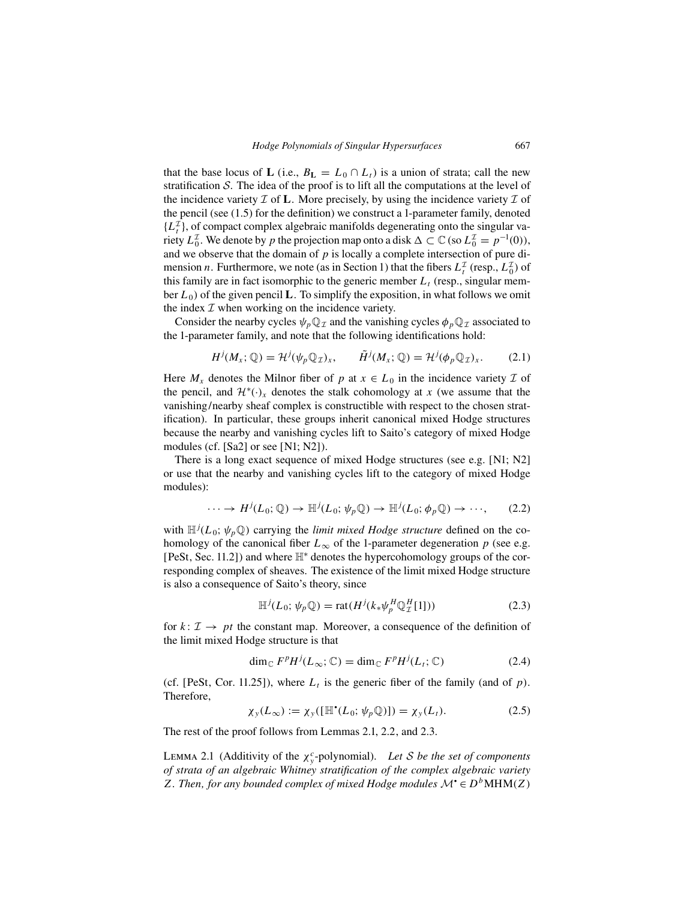that the base locus of $\mathbf{L}$ (i.e., $B_{\mathbf{L}} = L_0 \cap L_t$) is a union of strata; call the new stratification $\mathcal{S}$. The idea of the proof is to lift all the computations at the level of the incidence variety $\mathcal{I}$ of $\mathbf{L}$. More precisely, by using the incidence variety $\mathcal{I}$ of the pencil (see (1.5) for the definition) we construct a 1-parameter family, denoted $\{L_t^{\mathcal{I}}\}$, of compact complex algebraic manifolds degenerating onto the singular variety $L_0^{\mathcal{I}}$. We denote by $p$ the projection map onto a disk $\Delta \subset \mathbb{C}$ (so $L_0^{\mathcal{I}} = p^{-1}(0)$), and we observe that the domain of $p$ is locally a complete intersection of pure dimension $n$. Furthermore, we note (as in Section 1) that the fibers $L_t^{\mathcal{I}}$ (resp., $L_0^{\mathcal{I}}$) of this family are in fact isomorphic to the generic member $L_t$ (resp., singular member $L_0$) of the given pencil $\mathbf{L}$. To simplify the exposition, in what follows we omit the index $\mathcal{I}$ when working on the incidence variety.

Consider the nearby cycles $\psi_p \mathbb{Q}_{\mathcal{I}}$ and the vanishing cycles $\phi_p \mathbb{Q}_{\mathcal{I}}$ associated to the 1-parameter family, and note that the following identifications hold:

$$H^j(M_x; \mathbb{Q}) = \mathcal{H}^j(\psi_p \mathbb{Q}_{\mathcal{I}})_x, \qquad \tilde{H}^j(M_x; \mathbb{Q}) = \mathcal{H}^j(\phi_p \mathbb{Q}_{\mathcal{I}})_x. \tag{2.1}$$

Here $M_x$ denotes the Milnor fiber of $p$ at $x \in L_0$ in the incidence variety $\mathcal{I}$ of the pencil, and $\mathcal{H}^*(\cdot)_x$ denotes the stalk cohomology at $x$ (we assume that the vanishing/nearby sheaf complex is constructible with respect to the chosen stratification). In particular, these groups inherit canonical mixed Hodge structures because the nearby and vanishing cycles lift to Saito's category of mixed Hodge modules (cf. [Sa2] or see [N1; N2]).

There is a long exact sequence of mixed Hodge structures (see e.g. [N1; N2] or use that the nearby and vanishing cycles lift to the category of mixed Hodge modules):

$$\cdots \to H^j(L_0; \mathbb{Q}) \to \mathbb{H}^j(L_0; \psi_p \mathbb{Q}) \to \mathbb{H}^j(L_0; \phi_p \mathbb{Q}) \to \cdots, \tag{2.2}$$

with $\mathbb{H}^j(L_0; \psi_p \mathbb{Q})$ carrying the *limit mixed Hodge structure* defined on the cohomology of the canonical fiber $L_\infty$ of the 1-parameter degeneration $p$ (see e.g. [PeSt, Sec. 11.2]) and where $\mathbb{H}^*$ denotes the hypercohomology groups of the corresponding complex of sheaves. The existence of the limit mixed Hodge structure is also a consequence of Saito's theory, since

$$\mathbb{H}^j(L_0; \psi_p \mathbb{Q}) = \mathrm{rat}(H^j(k_* \psi_p^H \mathbb{Q}_{\mathcal{I}}^H[1])) \tag{2.3}$$

for $k \colon \mathcal{I} \to pt$ the constant map. Moreover, a consequence of the definition of the limit mixed Hodge structure is that

$$\dim_{\mathbb{C}} F^p H^j(L_\infty; \mathbb{C}) = \dim_{\mathbb{C}} F^p H^j(L_t; \mathbb{C}) \tag{2.4}$$

(cf. [PeSt, Cor. 11.25]), where $L_t$ is the generic fiber of the family (and of $p$). Therefore,

$$\chi_y(L_\infty) := \chi_y([\mathbb{H}^\bullet(L_0; \psi_p \mathbb{Q})]) = \chi_y(L_t). \tag{2.5}$$

The rest of the proof follows from Lemmas 2.1, 2.2, and 2.3.

Lemma 2.1 (Additivity of the $\chi_y^c$-polynomial). *Let $\mathcal{S}$ be the set of components of strata of an algebraic Whitney stratification of the complex algebraic variety $Z$. Then, for any bounded complex of mixed Hodge modules $\mathcal{M}^\bullet \in D^b\mathrm{MHM}(Z)$*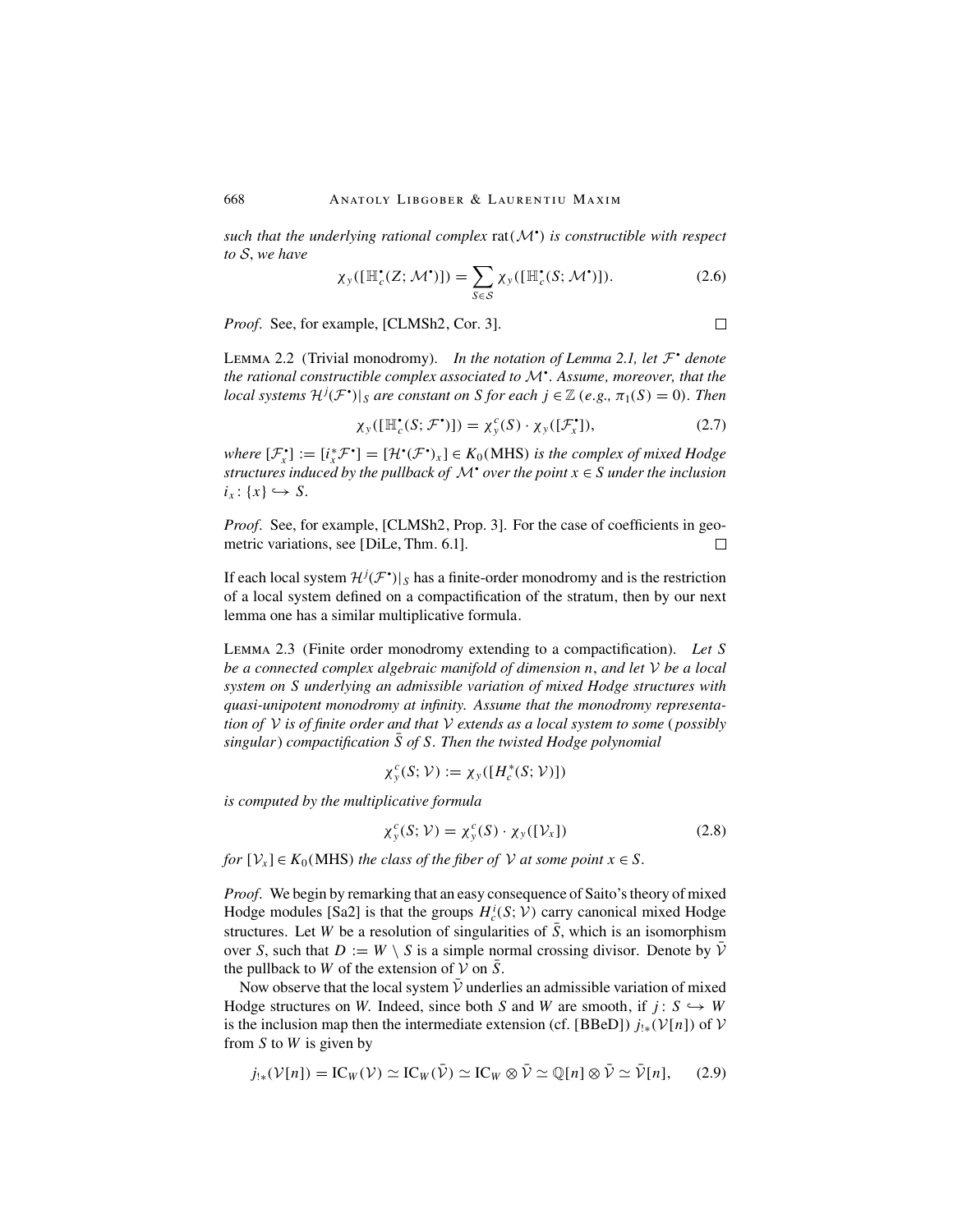*such that the underlying rational complex* $\mathrm{rat}(\mathcal{M}^\bullet)$ *is constructible with respect to* $\mathcal{S}$, *we have*

$$\chi_y([\mathbb{H}_c^\bullet(Z;\mathcal{M}^\bullet)]) = \sum_{S\in\mathcal{S}} \chi_y([\mathbb{H}_c^\bullet(S;\mathcal{M}^\bullet)]). \tag{2.6}$$

*Proof*. See, for example, [CLMSh2, Cor. 3]. □

Lemma 2.2 (Trivial monodromy). *In the notation of Lemma 2.1, let* $\mathcal{F}^\bullet$ *denote the rational constructible complex associated to* $\mathcal{M}^\bullet$. *Assume, moreover, that the local systems* $\mathcal{H}^j(\mathcal{F}^\bullet)|_S$ *are constant on* $S$ *for each* $j\in\mathbb{Z}$ (*e.g.*, $\pi_1(S)=0$). *Then*

$$\chi_y([\mathbb{H}_c^\bullet(S;\mathcal{F}^\bullet)]) = \chi_y^c(S)\cdot\chi_y([\mathcal{F}_x^\bullet]), \tag{2.7}$$

*where* $[\mathcal{F}_x^\bullet] := [i_x^*\mathcal{F}^\bullet] = [\mathcal{H}^\bullet(\mathcal{F}^\bullet)_x] \in K_0(\mathrm{MHS})$ *is the complex of mixed Hodge structures induced by the pullback of* $\mathcal{M}^\bullet$ *over the point* $x\in S$ *under the inclusion* $i_x\colon \{x\}\hookrightarrow S$.

*Proof*. See, for example, [CLMSh2, Prop. 3]. For the case of coefficients in geometric variations, see [DiLe, Thm. 6.1]. □

If each local system $\mathcal{H}^j(\mathcal{F}^\bullet)|_S$ has a finite-order monodromy and is the restriction of a local system defined on a compactification of the stratum, then by our next lemma one has a similar multiplicative formula.

Lemma 2.3 (Finite order monodromy extending to a compactification). *Let* $S$ *be a connected complex algebraic manifold of dimension* $n$, *and let* $\mathcal{V}$ *be a local system on* $S$ *underlying an admissible variation of mixed Hodge structures with quasi-unipotent monodromy at infinity. Assume that the monodromy representation of* $\mathcal{V}$ *is of finite order and that* $\mathcal{V}$ *extends as a local system to some* (*possibly singular*) *compactification* $\bar{S}$ *of* $S$. *Then the twisted Hodge polynomial*

$$\chi_y^c(S;\mathcal{V}) := \chi_y([H_c^*(S;\mathcal{V})])$$

*is computed by the multiplicative formula*

$$\chi_y^c(S;\mathcal{V}) = \chi_y^c(S)\cdot\chi_y([\mathcal{V}_x]) \tag{2.8}$$

*for* $[\mathcal{V}_x]\in K_0(\mathrm{MHS})$ *the class of the fiber of* $\mathcal{V}$ *at some point* $x\in S$.

*Proof*. We begin by remarking that an easy consequence of Saito's theory of mixed Hodge modules [Sa2] is that the groups $H_c^i(S;\mathcal{V})$ carry canonical mixed Hodge structures. Let $W$ be a resolution of singularities of $\bar{S}$, which is an isomorphism over $S$, such that $D := W\setminus S$ is a simple normal crossing divisor. Denote by $\bar{\mathcal{V}}$ the pullback to $W$ of the extension of $\mathcal{V}$ on $\bar{S}$.

Now observe that the local system $\bar{\mathcal{V}}$ underlies an admissible variation of mixed Hodge structures on $W$. Indeed, since both $S$ and $W$ are smooth, if $j\colon S\hookrightarrow W$ is the inclusion map then the intermediate extension (cf. [BBeD]) $j_{!*}(\mathcal{V}[n])$ of $\mathcal{V}$ from $S$ to $W$ is given by

$$j_{!*}(\mathcal{V}[n]) = \mathrm{IC}_W(\mathcal{V}) \simeq \mathrm{IC}_W(\bar{\mathcal{V}}) \simeq \mathrm{IC}_W\otimes\bar{\mathcal{V}} \simeq \mathbb{Q}[n]\otimes\bar{\mathcal{V}} \simeq \bar{\mathcal{V}}[n], \tag{2.9}$$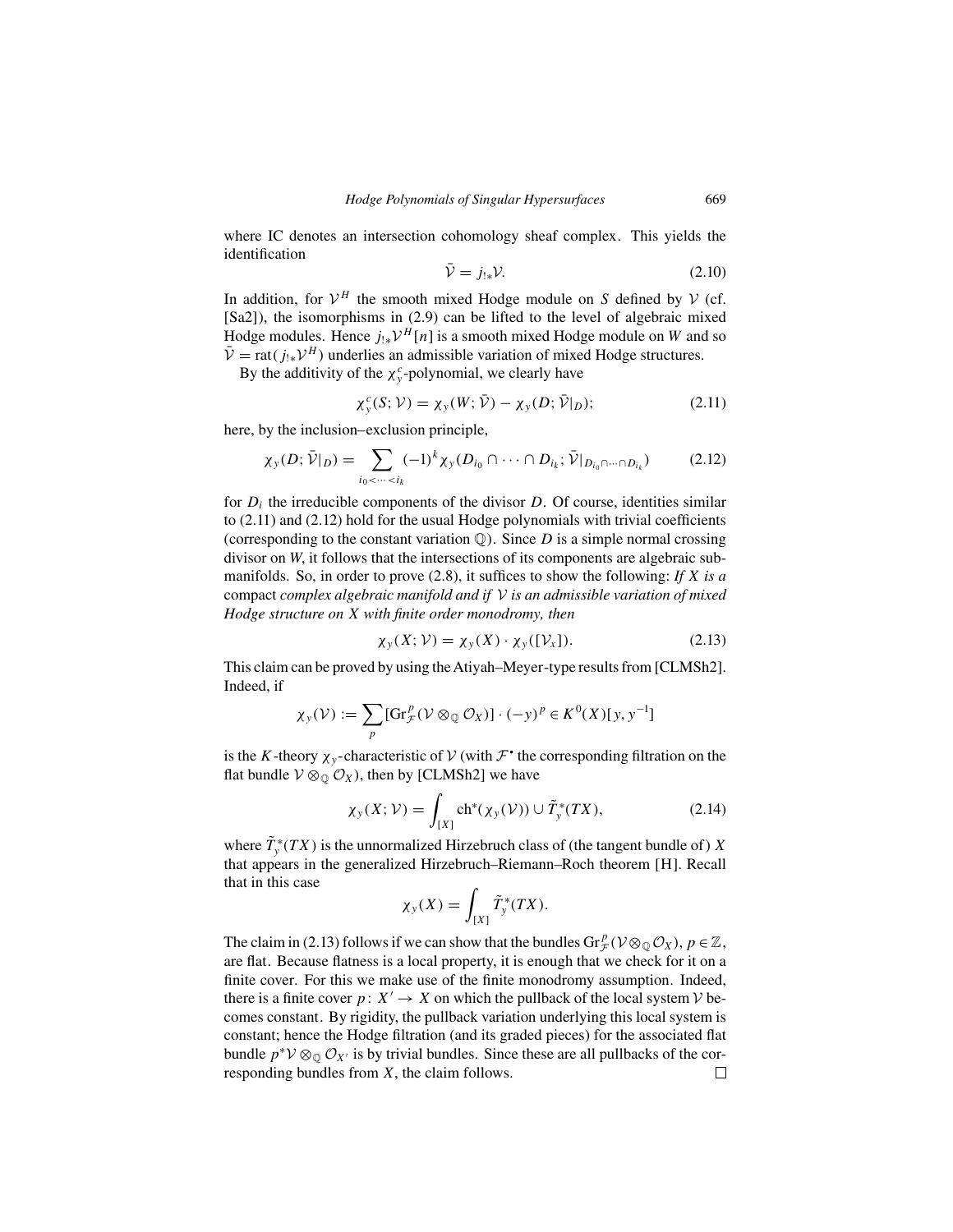where IC denotes an intersection cohomology sheaf complex. This yields the identification

$$\bar{\mathcal{V}} = j_{!*}\mathcal{V}. \tag{2.10}$$

In addition, for $\mathcal{V}^H$ the smooth mixed Hodge module on $S$ defined by $\mathcal{V}$ (cf. [Sa2]), the isomorphisms in (2.9) can be lifted to the level of algebraic mixed Hodge modules. Hence $j_{!*}\mathcal{V}^H[n]$ is a smooth mixed Hodge module on $W$ and so $\bar{\mathcal{V}} = \mathrm{rat}(j_{!*}\mathcal{V}^H)$ underlies an admissible variation of mixed Hodge structures.

By the additivity of the $\chi_y^c$-polynomial, we clearly have

$$\chi_y^c(S; \mathcal{V}) = \chi_y(W; \bar{\mathcal{V}}) - \chi_y(D; \bar{\mathcal{V}}|_D); \tag{2.11}$$

here, by the inclusion–exclusion principle,

$$\chi_y(D; \bar{\mathcal{V}}|_D) = \sum_{i_0 < \cdots < i_k} (-1)^k \chi_y(D_{i_0} \cap \cdots \cap D_{i_k}; \bar{\mathcal{V}}|_{D_{i_0} \cap \cdots \cap D_{i_k}}) \tag{2.12}$$

for $D_i$ the irreducible components of the divisor $D$. Of course, identities similar to (2.11) and (2.12) hold for the usual Hodge polynomials with trivial coefficients (corresponding to the constant variation $\mathbb{Q}$). Since $D$ is a simple normal crossing divisor on $W$, it follows that the intersections of its components are algebraic submanifolds. So, in order to prove (2.8), it suffices to show the following: *If $X$ is a* compact *complex algebraic manifold and if $\mathcal{V}$ is an admissible variation of mixed Hodge structure on $X$ with finite order monodromy, then*

$$\chi_y(X; \mathcal{V}) = \chi_y(X) \cdot \chi_y([\mathcal{V}_x]). \tag{2.13}$$

This claim can be proved by using the Atiyah–Meyer-type results from [CLMSh2]. Indeed, if

$$\chi_y(\mathcal{V}) := \sum_p [\mathrm{Gr}_{\mathcal{F}}^p(\mathcal{V} \otimes_{\mathbb{Q}} \mathcal{O}_X)] \cdot (-y)^p \in K^0(X)[y, y^{-1}]$$

is the $K$-theory $\chi_y$-characteristic of $\mathcal{V}$ (with $\mathcal{F}^{\bullet}$ the corresponding filtration on the flat bundle $\mathcal{V} \otimes_{\mathbb{Q}} \mathcal{O}_X$), then by [CLMSh2] we have

$$\chi_y(X; \mathcal{V}) = \int_{[X]} \mathrm{ch}^*(\chi_y(\mathcal{V})) \cup \tilde{T}_y^*(TX), \tag{2.14}$$

where $\tilde{T}_y^*(TX)$ is the unnormalized Hirzebruch class of (the tangent bundle of) $X$ that appears in the generalized Hirzebruch–Riemann–Roch theorem [H]. Recall that in this case

$$\chi_y(X) = \int_{[X]} \tilde{T}_y^*(TX).$$

The claim in (2.13) follows if we can show that the bundles $\mathrm{Gr}_{\mathcal{F}}^p(\mathcal{V} \otimes_{\mathbb{Q}} \mathcal{O}_X)$, $p \in \mathbb{Z}$, are flat. Because flatness is a local property, it is enough that we check for it on a finite cover. For this we make use of the finite monodromy assumption. Indeed, there is a finite cover $p\colon X' \to X$ on which the pullback of the local system $\mathcal{V}$ becomes constant. By rigidity, the pullback variation underlying this local system is constant; hence the Hodge filtration (and its graded pieces) for the associated flat bundle $p^*\mathcal{V} \otimes_{\mathbb{Q}} \mathcal{O}_{X'}$ is by trivial bundles. Since these are all pullbacks of the corresponding bundles from $X$, the claim follows. □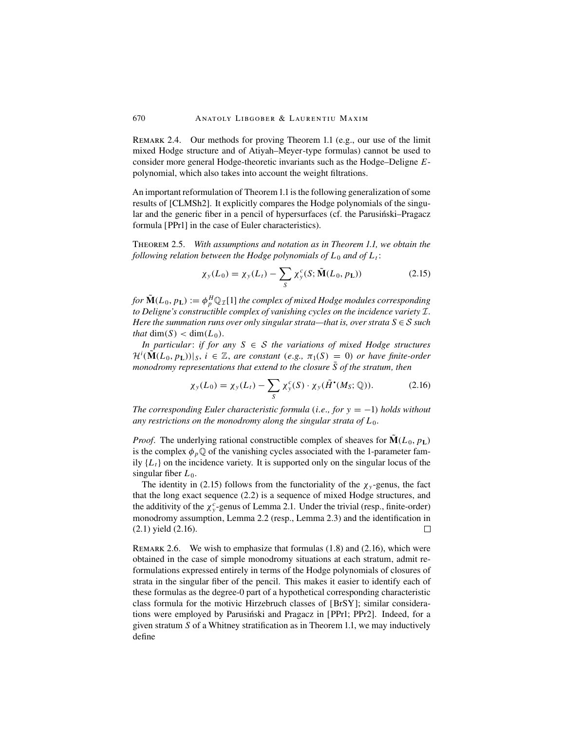Remark 2.4. Our methods for proving Theorem 1.1 (e.g., our use of the limit mixed Hodge structure and of Atiyah–Meyer-type formulas) cannot be used to consider more general Hodge-theoretic invariants such as the Hodge–Deligne $E$-polynomial, which also takes into account the weight filtrations.

An important reformulation of Theorem 1.1 is the following generalization of some results of [CLMSh2]. It explicitly compares the Hodge polynomials of the singular and the generic fiber in a pencil of hypersurfaces (cf. the Parusiński–Pragacz formula [PPr1] in the case of Euler characteristics).

Theorem 2.5. *With assumptions and notation as in Theorem 1.1, we obtain the following relation between the Hodge polynomials of $L_0$ and of $L_t$:*

$$\chi_y(L_0) = \chi_y(L_t) - \sum_S \chi_y^c(S; \tilde{\mathbf{M}}(L_0, p_{\mathbf{L}})) \tag{2.15}$$

*for $\tilde{\mathbf{M}}(L_0, p_{\mathbf{L}}) := \phi_p^H \mathbb{Q}_{\mathcal{I}}[1]$ the complex of mixed Hodge modules corresponding to Deligne's constructible complex of vanishing cycles on the incidence variety $\mathcal{I}$. Here the summation runs over only singular strata—that is, over strata $S \in \mathcal{S}$ such that $\dim(S) < \dim(L_0)$.*

*In particular: if for any $S \in \mathcal{S}$ the variations of mixed Hodge structures $\mathcal{H}^i(\tilde{\mathbf{M}}(L_0, p_{\mathbf{L}}))|_S$, $i \in \mathbb{Z}$, are constant (e.g., $\pi_1(S) = 0$) or have finite-order monodromy representations that extend to the closure $\bar{S}$ of the stratum, then*

$$\chi_y(L_0) = \chi_y(L_t) - \sum_S \chi_y^c(S) \cdot \chi_y(\tilde{H}^\bullet(M_S; \mathbb{Q})). \tag{2.16}$$

*The corresponding Euler characteristic formula (i.e., for $y = -1$) holds without any restrictions on the monodromy along the singular strata of $L_0$.*

*Proof.* The underlying rational constructible complex of sheaves for $\tilde{\mathbf{M}}(L_0, p_{\mathbf{L}})$ is the complex $\phi_p \mathbb{Q}$ of the vanishing cycles associated with the 1-parameter family $\{L_t\}$ on the incidence variety. It is supported only on the singular locus of the singular fiber $L_0$.

The identity in (2.15) follows from the functoriality of the $\chi_y$-genus, the fact that the long exact sequence (2.2) is a sequence of mixed Hodge structures, and the additivity of the $\chi_y^c$-genus of Lemma 2.1. Under the trivial (resp., finite-order) monodromy assumption, Lemma 2.2 (resp., Lemma 2.3) and the identification in (2.1) yield (2.16). □

Remark 2.6. We wish to emphasize that formulas (1.8) and (2.16), which were obtained in the case of simple monodromy situations at each stratum, admit reformulations expressed entirely in terms of the Hodge polynomials of closures of strata in the singular fiber of the pencil. This makes it easier to identify each of these formulas as the degree-0 part of a hypothetical corresponding characteristic class formula for the motivic Hirzebruch classes of [BrSY]; similar considerations were employed by Parusiński and Pragacz in [PPr1; PPr2]. Indeed, for a given stratum $S$ of a Whitney stratification as in Theorem 1.1, we may inductively define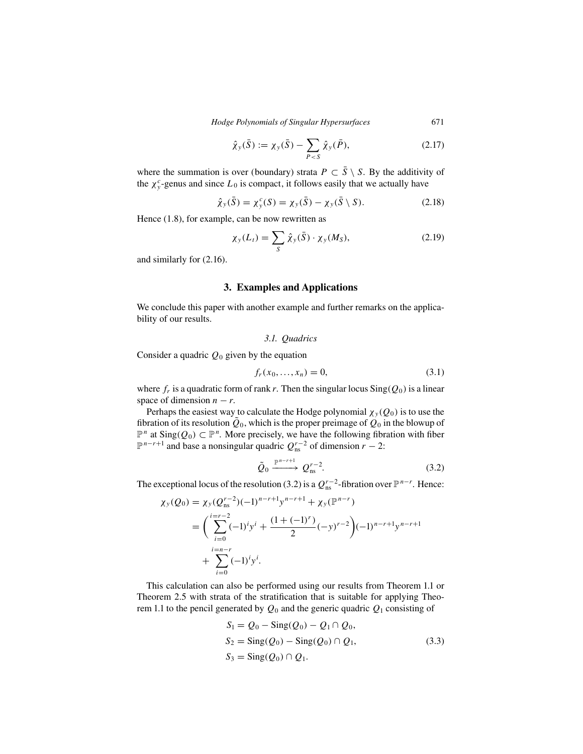$$\hat{\chi}_y(\bar{S}) := \chi_y(\bar{S}) - \sum_{P<S} \hat{\chi}_y(\bar{P}), \tag{2.17}$$

where the summation is over (boundary) strata $P \subset \bar{S} \setminus S$. By the additivity of the $\chi_y^c$-genus and since $L_0$ is compact, it follows easily that we actually have

$$\hat{\chi}_y(\bar{S}) = \chi_y^c(S) = \chi_y(\bar{S}) - \chi_y(\bar{S} \setminus S). \tag{2.18}$$

Hence (1.8), for example, can be now rewritten as

$$\chi_y(L_t) = \sum_S \hat{\chi}_y(\bar{S}) \cdot \chi_y(M_S), \tag{2.19}$$

and similarly for (2.16).

## 3. Examples and Applications

We conclude this paper with another example and further remarks on the applicability of our results.

### *3.1. Quadrics*

Consider a quadric $Q_0$ given by the equation

$$f_r(x_0, \ldots, x_n) = 0, \tag{3.1}$$

where $f_r$ is a quadratic form of rank $r$. Then the singular locus $\mathrm{Sing}(Q_0)$ is a linear space of dimension $n - r$.

Perhaps the easiest way to calculate the Hodge polynomial $\chi_y(Q_0)$ is to use the fibration of its resolution $\tilde{Q}_0$, which is the proper preimage of $Q_0$ in the blowup of $\mathbb{P}^n$ at $\mathrm{Sing}(Q_0) \subset \mathbb{P}^n$. More precisely, we have the following fibration with fiber $\mathbb{P}^{n-r+1}$ and base a nonsingular quadric $Q_{\mathrm{ns}}^{r-2}$ of dimension $r-2$:

$$\tilde{Q}_0 \xrightarrow{\mathbb{P}^{n-r+1}} Q_{\mathrm{ns}}^{r-2}. \tag{3.2}$$

The exceptional locus of the resolution (3.2) is a $Q_{\mathrm{ns}}^{r-2}$-fibration over $\mathbb{P}^{n-r}$. Hence:

$$\begin{aligned}
\chi_y(Q_0) &= \chi_y(Q_{\mathrm{ns}}^{r-2})(-1)^{n-r+1}y^{n-r+1} + \chi_y(\mathbb{P}^{n-r}) \\
&= \bigg( \sum_{i=0}^{i=r-2} (-1)^i y^i + \frac{(1+(-1)^r)}{2}(-y)^{r-2} \bigg) (-1)^{n-r+1} y^{n-r+1} \\
&\quad + \sum_{i=0}^{i=n-r} (-1)^i y^i.
\end{aligned}$$

This calculation can also be performed using our results from Theorem 1.1 or Theorem 2.5 with strata of the stratification that is suitable for applying Theorem 1.1 to the pencil generated by $Q_0$ and the generic quadric $Q_1$ consisting of

$$\begin{aligned}
S_1 &= Q_0 - \mathrm{Sing}(Q_0) - Q_1 \cap Q_0, \\
S_2 &= \mathrm{Sing}(Q_0) - \mathrm{Sing}(Q_0) \cap Q_1, \\
S_3 &= \mathrm{Sing}(Q_0) \cap Q_1.
\end{aligned} \tag{3.3}$$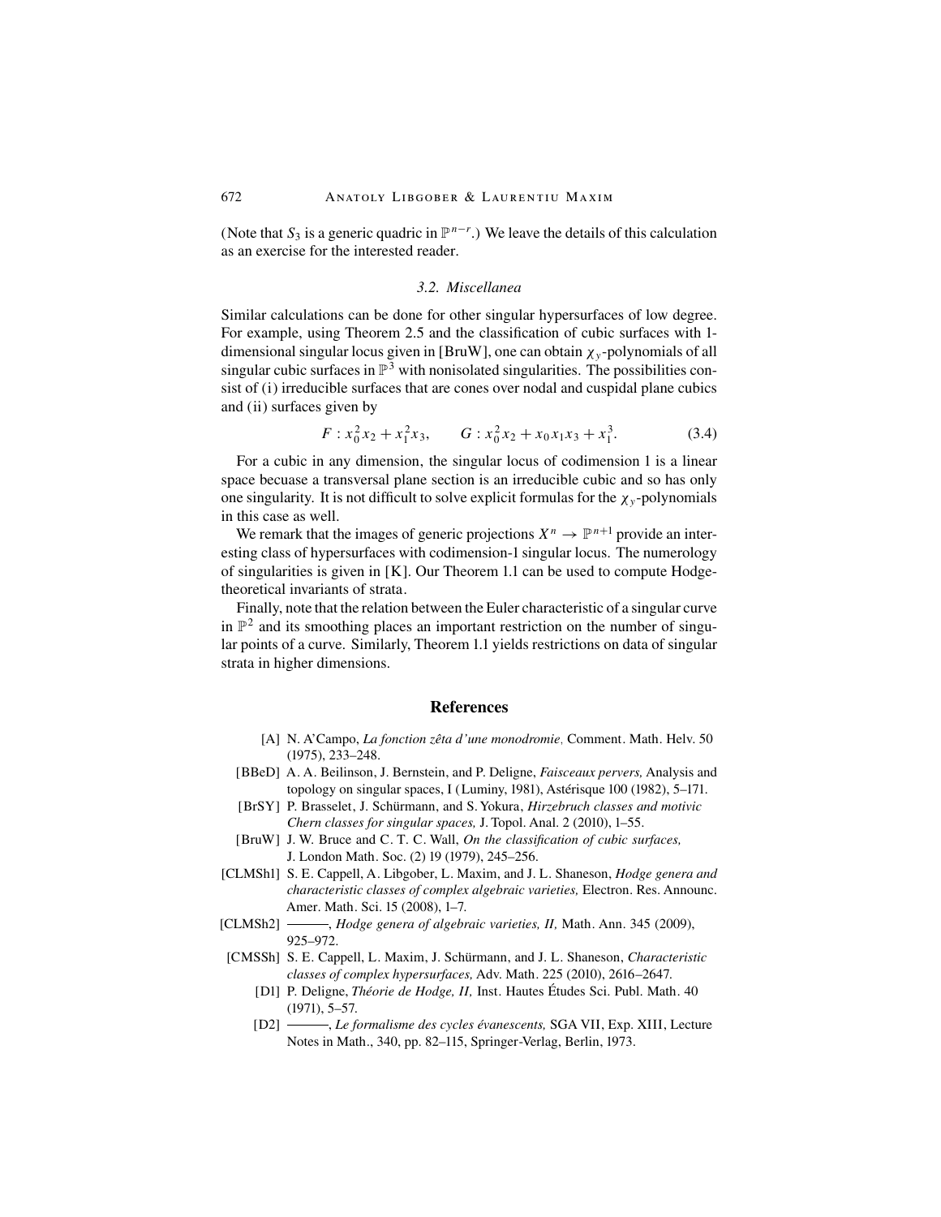(Note that $S_3$ is a generic quadric in $\mathbb{P}^{n-r}$.) We leave the details of this calculation as an exercise for the interested reader.

### 3.2. Miscellanea

Similar calculations can be done for other singular hypersurfaces of low degree. For example, using Theorem 2.5 and the classification of cubic surfaces with 1-dimensional singular locus given in [BruW], one can obtain $\chi_y$-polynomials of all singular cubic surfaces in $\mathbb{P}^3$ with nonisolated singularities. The possibilities consist of (i) irreducible surfaces that are cones over nodal and cuspidal plane cubics and (ii) surfaces given by

$$F : x_0^2 x_2 + x_1^2 x_3, \qquad G : x_0^2 x_2 + x_0 x_1 x_3 + x_1^3. \tag{3.4}$$

For a cubic in any dimension, the singular locus of codimension 1 is a linear space becuase a transversal plane section is an irreducible cubic and so has only one singularity. It is not difficult to solve explicit formulas for the $\chi_y$-polynomials in this case as well.

We remark that the images of generic projections $X^n \to \mathbb{P}^{n+1}$ provide an interesting class of hypersurfaces with codimension-1 singular locus. The numerology of singularities is given in [K]. Our Theorem 1.1 can be used to compute Hodge-theoretical invariants of strata.

Finally, note that the relation between the Euler characteristic of a singular curve in $\mathbb{P}^2$ and its smoothing places an important restriction on the number of singular points of a curve. Similarly, Theorem 1.1 yields restrictions on data of singular strata in higher dimensions.

## References

[A] N. A'Campo, *La fonction zêta d'une monodromie,* Comment. Math. Helv. 50 (1975), 233–248.

[BBeD] A. A. Beilinson, J. Bernstein, and P. Deligne, *Faisceaux pervers,* Analysis and topology on singular spaces, I (Luminy, 1981), Astérisque 100 (1982), 5–171.

[BrSY] P. Brasselet, J. Schürmann, and S. Yokura, *Hirzebruch classes and motivic Chern classes for singular spaces,* J. Topol. Anal. 2 (2010), 1–55.

[BruW] J. W. Bruce and C. T. C. Wall, *On the classification of cubic surfaces,* J. London Math. Soc. (2) 19 (1979), 245–256.

[CLMSh1] S. E. Cappell, A. Libgober, L. Maxim, and J. L. Shaneson, *Hodge genera and characteristic classes of complex algebraic varieties,* Electron. Res. Announc. Amer. Math. Sci. 15 (2008), 1–7.

[CLMSh2] ———, *Hodge genera of algebraic varieties, II,* Math. Ann. 345 (2009), 925–972.

[CMSSh] S. E. Cappell, L. Maxim, J. Schürmann, and J. L. Shaneson, *Characteristic classes of complex hypersurfaces,* Adv. Math. 225 (2010), 2616–2647.

[D1] P. Deligne, *Théorie de Hodge, II,* Inst. Hautes Études Sci. Publ. Math. 40 (1971), 5–57.

[D2] ———, *Le formalisme des cycles évanescents,* SGA VII, Exp. XIII, Lecture Notes in Math., 340, pp. 82–115, Springer-Verlag, Berlin, 1973.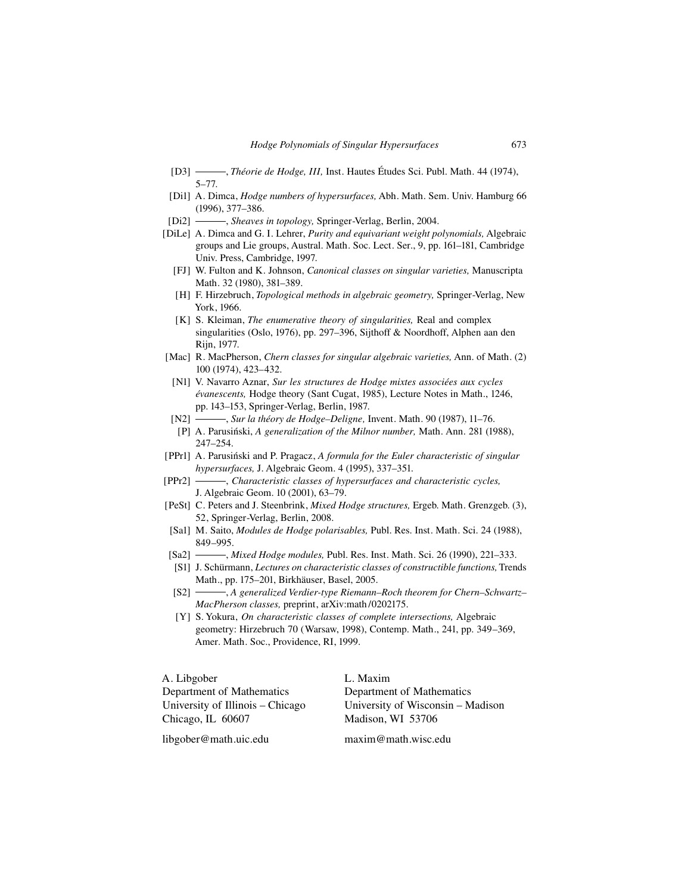[D3] ———, *Théorie de Hodge, III,* Inst. Hautes Études Sci. Publ. Math. 44 (1974), 5–77.

[Di1] A. Dimca, *Hodge numbers of hypersurfaces,* Abh. Math. Sem. Univ. Hamburg 66 (1996), 377–386.

[Di2] ———, *Sheaves in topology,* Springer-Verlag, Berlin, 2004.

[DiLe] A. Dimca and G. I. Lehrer, *Purity and equivariant weight polynomials,* Algebraic groups and Lie groups, Austral. Math. Soc. Lect. Ser., 9, pp. 161–181, Cambridge Univ. Press, Cambridge, 1997.

[FJ] W. Fulton and K. Johnson, *Canonical classes on singular varieties,* Manuscripta Math. 32 (1980), 381–389.

[H] F. Hirzebruch, *Topological methods in algebraic geometry,* Springer-Verlag, New York, 1966.

[K] S. Kleiman, *The enumerative theory of singularities,* Real and complex singularities (Oslo, 1976), pp. 297–396, Sijthoff & Noordhoff, Alphen aan den Rijn, 1977.

[Mac] R. MacPherson, *Chern classes for singular algebraic varieties,* Ann. of Math. (2) 100 (1974), 423–432.

[N1] V. Navarro Aznar, *Sur les structures de Hodge mixtes associées aux cycles évanescents,* Hodge theory (Sant Cugat, 1985), Lecture Notes in Math., 1246, pp. 143–153, Springer-Verlag, Berlin, 1987.

[N2] ———, *Sur la théory de Hodge–Deligne,* Invent. Math. 90 (1987), 11–76.

[P] A. Parusiński, *A generalization of the Milnor number,* Math. Ann. 281 (1988), 247–254.

[PPr1] A. Parusiński and P. Pragacz, *A formula for the Euler characteristic of singular hypersurfaces,* J. Algebraic Geom. 4 (1995), 337–351.

[PPr2] ———, *Characteristic classes of hypersurfaces and characteristic cycles,* J. Algebraic Geom. 10 (2001), 63–79.

[PeSt] C. Peters and J. Steenbrink, *Mixed Hodge structures,* Ergeb. Math. Grenzgeb. (3), 52, Springer-Verlag, Berlin, 2008.

[Sa1] M. Saito, *Modules de Hodge polarisables,* Publ. Res. Inst. Math. Sci. 24 (1988), 849–995.

[Sa2] ———, *Mixed Hodge modules,* Publ. Res. Inst. Math. Sci. 26 (1990), 221–333.

[S1] J. Schürmann, *Lectures on characteristic classes of constructible functions,* Trends Math., pp. 175–201, Birkhäuser, Basel, 2005.

[S2] ———, *A generalized Verdier-type Riemann–Roch theorem for Chern–Schwartz–MacPherson classes,* preprint, arXiv:math/0202175.

[Y] S. Yokura, *On characteristic classes of complete intersections,* Algebraic geometry: Hirzebruch 70 (Warsaw, 1998), Contemp. Math., 241, pp. 349–369, Amer. Math. Soc., Providence, RI, 1999.

A. Libgober
Department of Mathematics
University of Illinois – Chicago
Chicago, IL 60607

libgober@math.uic.edu

L. Maxim
Department of Mathematics
University of Wisconsin – Madison
Madison, WI 53706

maxim@math.wisc.edu